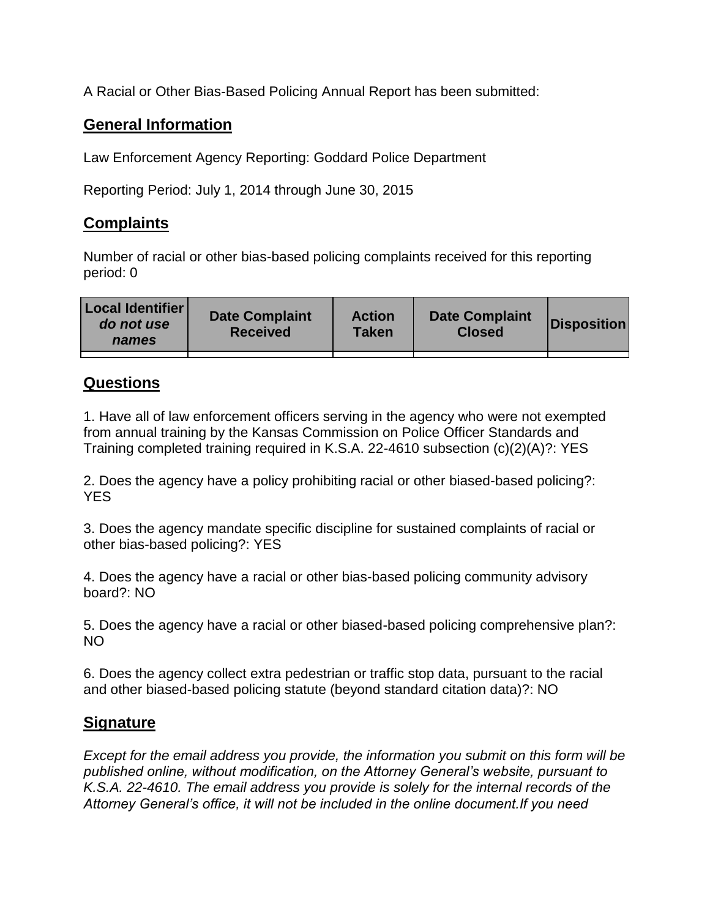A Racial or Other Bias-Based Policing Annual Report has been submitted:

## General Information

Law Enforcement Agency Reporting: Goddard Police Department

Reporting Period: July 1, 2014 through June 30, 2015

## Complaints

Number of racial or other bias-based policing complaints received for this reporting period: 0

| Local Identifier *do not use names* | Date Complaint Received | Action Taken | Date Complaint Closed | Disposition |
|---|---|---|---|---|
| | | | | |

## Questions

1. Have all of law enforcement officers serving in the agency who were not exempted from annual training by the Kansas Commission on Police Officer Standards and Training completed training required in K.S.A. 22-4610 subsection (c)(2)(A)?: YES

2. Does the agency have a policy prohibiting racial or other biased-based policing?: YES

3. Does the agency mandate specific discipline for sustained complaints of racial or other bias-based policing?: YES

4. Does the agency have a racial or other bias-based policing community advisory board?: NO

5. Does the agency have a racial or other biased-based policing comprehensive plan?: NO

6. Does the agency collect extra pedestrian or traffic stop data, pursuant to the racial and other biased-based policing statute (beyond standard citation data)?: NO

## Signature

*Except for the email address you provide, the information you submit on this form will be published online, without modification, on the Attorney General's website, pursuant to K.S.A. 22-4610. The email address you provide is solely for the internal records of the Attorney General's office, it will not be included in the online document.If you need*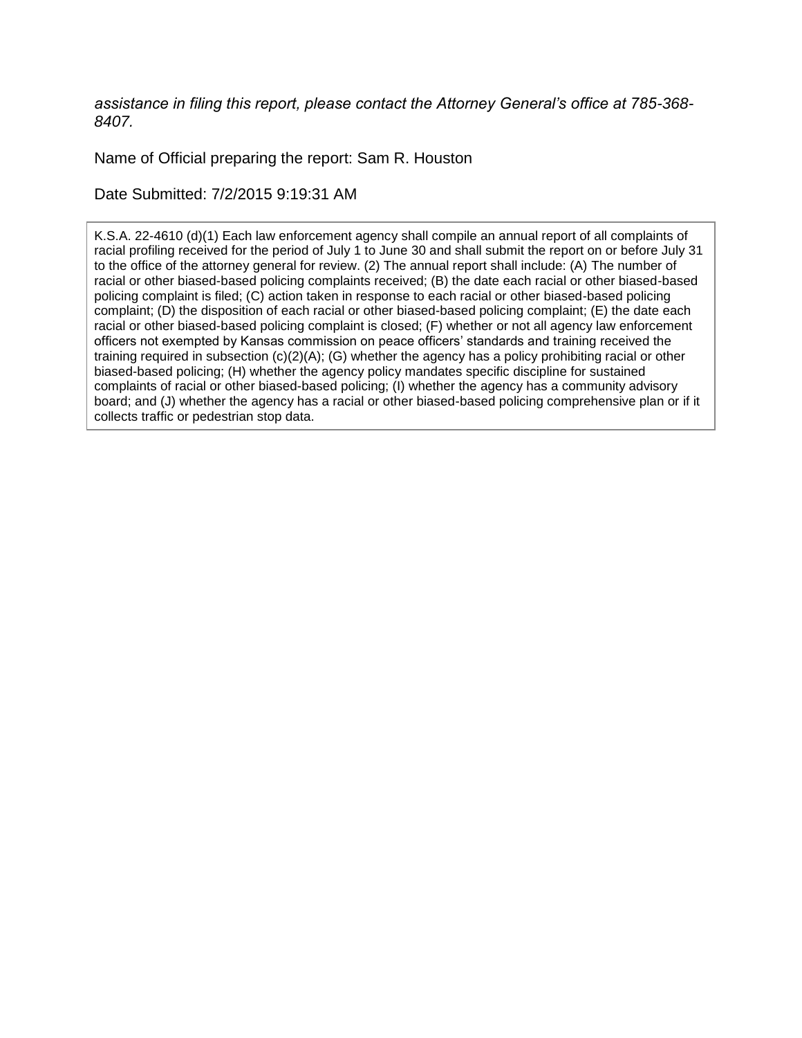*assistance in filing this report, please contact the Attorney General's office at 785-368-8407.*

Name of Official preparing the report: Sam R. Houston

Date Submitted: 7/2/2015 9:19:31 AM

K.S.A. 22-4610 (d)(1) Each law enforcement agency shall compile an annual report of all complaints of racial profiling received for the period of July 1 to June 30 and shall submit the report on or before July 31 to the office of the attorney general for review. (2) The annual report shall include: (A) The number of racial or other biased-based policing complaints received; (B) the date each racial or other biased-based policing complaint is filed; (C) action taken in response to each racial or other biased-based policing complaint; (D) the disposition of each racial or other biased-based policing complaint; (E) the date each racial or other biased-based policing complaint is closed; (F) whether or not all agency law enforcement officers not exempted by Kansas commission on peace officers' standards and training received the training required in subsection (c)(2)(A); (G) whether the agency has a policy prohibiting racial or other biased-based policing; (H) whether the agency policy mandates specific discipline for sustained complaints of racial or other biased-based policing; (I) whether the agency has a community advisory board; and (J) whether the agency has a racial or other biased-based policing comprehensive plan or if it collects traffic or pedestrian stop data.